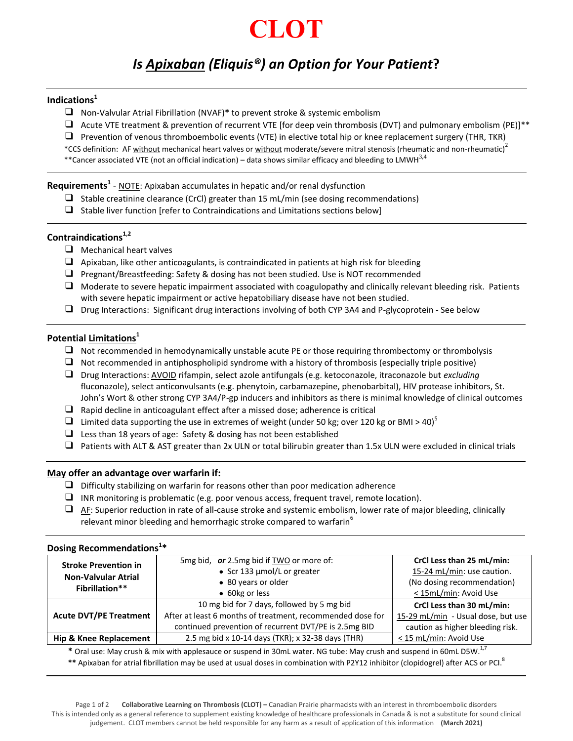# CLOT

## *Is Apixaban (Eliquis®) an Option for Your Patient?*

### Indications[1]

- ❑ Non-Valvular Atrial Fibrillation (NVAF)* to prevent stroke & systemic embolism
- ❑ Acute VTE treatment & prevention of recurrent VTE [for deep vein thrombosis (DVT) and pulmonary embolism (PE)]**
- ❑ Prevention of venous thromboembolic events (VTE) in elective total hip or knee replacement surgery (THR, TKR)

*CCS definition: AF without mechanical heart valves or without moderate/severe mitral stenosis (rheumatic and non-rheumatic)[2]

**Cancer associated VTE (not an official indication) – data shows similar efficacy and bleeding to LMWH[3,4]

### Requirements[1] - NOTE: Apixaban accumulates in hepatic and/or renal dysfunction

- ❑ Stable creatinine clearance (CrCl) greater than 15 mL/min (see dosing recommendations)
- ❑ Stable liver function [refer to Contraindications and Limitations sections below]

### Contraindications[1,2]

- ❑ Mechanical heart valves
- ❑ Apixaban, like other anticoagulants, is contraindicated in patients at high risk for bleeding
- ❑ Pregnant/Breastfeeding: Safety & dosing has not been studied. Use is NOT recommended
- ❑ Moderate to severe hepatic impairment associated with coagulopathy and clinically relevant bleeding risk. Patients with severe hepatic impairment or active hepatobiliary disease have not been studied.
- ❑ Drug Interactions: Significant drug interactions involving of both CYP 3A4 and P-glycoprotein - See below

### Potential Limitations[1]

- ❑ Not recommended in hemodynamically unstable acute PE or those requiring thrombectomy or thrombolysis
- ❑ Not recommended in antiphospholipid syndrome with a history of thrombosis (especially triple positive)
- ❑ Drug Interactions: AVOID rifampin, select azole antifungals (e.g. ketoconazole, itraconazole but *excluding* fluconazole), select anticonvulsants (e.g. phenytoin, carbamazepine, phenobarbital), HIV protease inhibitors, St. John's Wort & other strong CYP 3A4/P-gp inducers and inhibitors as there is minimal knowledge of clinical outcomes
- ❑ Rapid decline in anticoagulant effect after a missed dose; adherence is critical
- ❑ Limited data supporting the use in extremes of weight (under 50 kg; over 120 kg or BMI > 40)[5]
- ❑ Less than 18 years of age: Safety & dosing has not been established
- ❑ Patients with ALT & AST greater than 2x ULN or total bilirubin greater than 1.5x ULN were excluded in clinical trials

### May offer an advantage over warfarin if:

- ❑ Difficulty stabilizing on warfarin for reasons other than poor medication adherence
- ❑ INR monitoring is problematic (e.g. poor venous access, frequent travel, remote location).
- ❑ AF: Superior reduction in rate of all-cause stroke and systemic embolism, lower rate of major bleeding, clinically relevant minor bleeding and hemorrhagic stroke compared to warfarin[6]

### Dosing Recommendations[1]*

| | | |
|---|---|---|
| **Stroke Prevention in Non-Valvular Atrial Fibrillation**** | 5mg bid, ***or*** 2.5mg bid if TWO or more of: • Scr 133 µmol/L or greater • 80 years or older • 60kg or less | **CrCl Less than 25 mL/min:** 15-24 mL/min: use caution. (No dosing recommendation) ≤ 15mL/min: Avoid Use |
| **Acute DVT/PE Treatment** | 10 mg bid for 7 days, followed by 5 mg bid After at least 6 months of treatment, recommended dose for continued prevention of recurrent DVT/PE is 2.5mg BID | **CrCl Less than 30 mL/min:** 15-29 mL/min - Usual dose, but use caution as higher bleeding risk. ≤ 15 mL/min: Avoid Use |
| **Hip & Knee Replacement** | 2.5 mg bid x 10-14 days (TKR); x 32-38 days (THR) | |

**\*** Oral use: May crush & mix with applesauce or suspend in 30mL water. NG tube: May crush and suspend in 60mL D5W.[1,7]

**\*\*** Apixaban for atrial fibrillation may be used at usual doses in combination with P2Y12 inhibitor (clopidogrel) after ACS or PCI.[8]

**Collaborative Learning on Thrombosis (CLOT) –** Canadian Prairie pharmacists with an interest in thromboembolic disorders
This is intended only as a general reference to supplement existing knowledge of healthcare professionals in Canada & is not a substitute for sound clinical judgement. CLOT members cannot be held responsible for any harm as a result of application of this information **(March 2021)**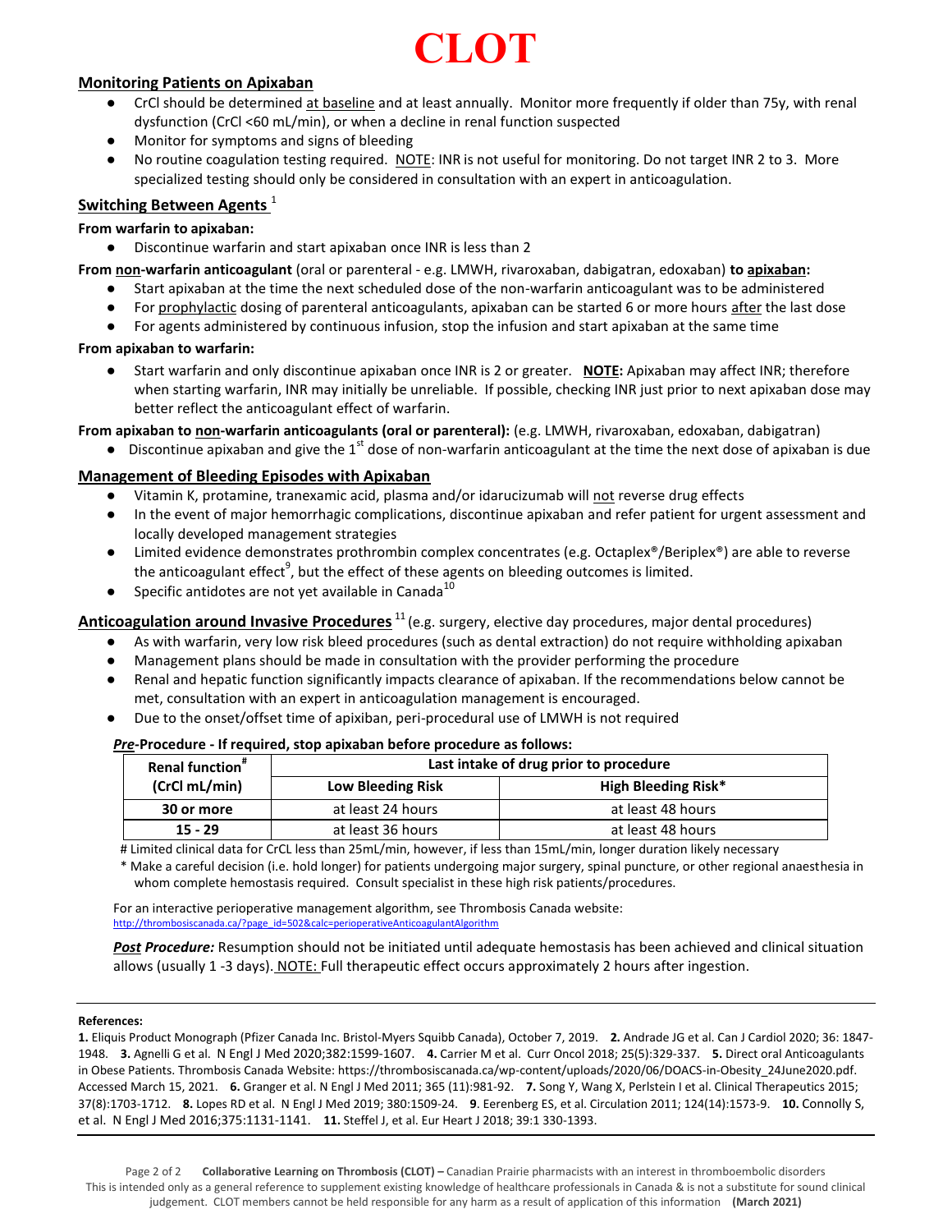# CLOT

## Monitoring Patients on Apixaban

- CrCl should be determined at baseline and at least annually. Monitor more frequently if older than 75y, with renal dysfunction (CrCl <60 mL/min), or when a decline in renal function suspected
- Monitor for symptoms and signs of bleeding
- No routine coagulation testing required. NOTE: INR is not useful for monitoring. Do not target INR 2 to 3. More specialized testing should only be considered in consultation with an expert in anticoagulation.

## Switching Between Agents [1]

**From warfarin to apixaban:**

- Discontinue warfarin and start apixaban once INR is less than 2

**From non-warfarin anticoagulant** (oral or parenteral - e.g. LMWH, rivaroxaban, dabigatran, edoxaban) **to apixaban:**

- Start apixaban at the time the next scheduled dose of the non-warfarin anticoagulant was to be administered
- For prophylactic dosing of parenteral anticoagulants, apixaban can be started 6 or more hours after the last dose
- For agents administered by continuous infusion, stop the infusion and start apixaban at the same time

**From apixaban to warfarin:**

- Start warfarin and only discontinue apixaban once INR is 2 or greater. **NOTE:** Apixaban may affect INR; therefore when starting warfarin, INR may initially be unreliable. If possible, checking INR just prior to next apixaban dose may better reflect the anticoagulant effect of warfarin.

**From apixaban to non-warfarin anticoagulants (oral or parenteral):** (e.g. LMWH, rivaroxaban, edoxaban, dabigatran)

- Discontinue apixaban and give the 1st dose of non-warfarin anticoagulant at the time the next dose of apixaban is due

## Management of Bleeding Episodes with Apixaban

- Vitamin K, protamine, tranexamic acid, plasma and/or idarucizumab will not reverse drug effects
- In the event of major hemorrhagic complications, discontinue apixaban and refer patient for urgent assessment and locally developed management strategies
- Limited evidence demonstrates prothrombin complex concentrates (e.g. Octaplex®/Beriplex®) are able to reverse the anticoagulant effect[9], but the effect of these agents on bleeding outcomes is limited.
- Specific antidotes are not yet available in Canada[10]

## Anticoagulation around Invasive Procedures [11] (e.g. surgery, elective day procedures, major dental procedures)

- As with warfarin, very low risk bleed procedures (such as dental extraction) do not require withholding apixaban
- Management plans should be made in consultation with the provider performing the procedure
- Renal and hepatic function significantly impacts clearance of apixaban. If the recommendations below cannot be met, consultation with an expert in anticoagulation management is encouraged.
- Due to the onset/offset time of apixiban, peri-procedural use of LMWH is not required

***Pre*-Procedure - If required, stop apixaban before procedure as follows:**

| Renal function# (CrCl mL/min) | Last intake of drug prior to procedure | |
|---|---|---|
| | **Low Bleeding Risk** | **High Bleeding Risk*** |
| **30 or more** | at least 24 hours | at least 48 hours |
| **15 - 29** | at least 36 hours | at least 48 hours |

# Limited clinical data for CrCL less than 25mL/min, however, if less than 15mL/min, longer duration likely necessary

* Make a careful decision (i.e. hold longer) for patients undergoing major surgery, spinal puncture, or other regional anaesthesia in whom complete hemostasis required. Consult specialist in these high risk patients/procedures.

For an interactive perioperative management algorithm, see Thrombosis Canada website: http://thrombosiscanada.ca/?page_id=502&calc=perioperativeAnticoagulantAlgorithm

***Post* Procedure:** Resumption should not be initiated until adequate hemostasis has been achieved and clinical situation allows (usually 1 -3 days). NOTE: Full therapeutic effect occurs approximately 2 hours after ingestion.

---

**References:**

**1.** Eliquis Product Monograph (Pfizer Canada Inc. Bristol-Myers Squibb Canada), October 7, 2019. **2.** Andrade JG et al. Can J Cardiol 2020; 36: 1847-1948. **3.** Agnelli G et al. N Engl J Med 2020;382:1599-1607. **4.** Carrier M et al. Curr Oncol 2018; 25(5):329-337. **5.** Direct oral Anticoagulants in Obese Patients. Thrombosis Canada Website: https://thrombosiscanada.ca/wp-content/uploads/2020/06/DOACS-in-Obesity_24June2020.pdf. Accessed March 15, 2021. **6.** Granger et al. N Engl J Med 2011; 365 (11):981-92. **7.** Song Y, Wang X, Perlstein I et al. Clinical Therapeutics 2015; 37(8):1703-1712. **8.** Lopes RD et al. N Engl J Med 2019; 380:1509-24. **9**. Eerenberg ES, et al. Circulation 2011; 124(14):1573-9. **10.** Connolly S, et al. N Engl J Med 2016;375:1131-1141. **11.** Steffel J, et al. Eur Heart J 2018; 39:1 330-1393.

---

**Collaborative Learning on Thrombosis (CLOT) –** Canadian Prairie pharmacists with an interest in thromboembolic disorders
This is intended only as a general reference to supplement existing knowledge of healthcare professionals in Canada & is not a substitute for sound clinical judgement. CLOT members cannot be held responsible for any harm as a result of application of this information **(March 2021)**